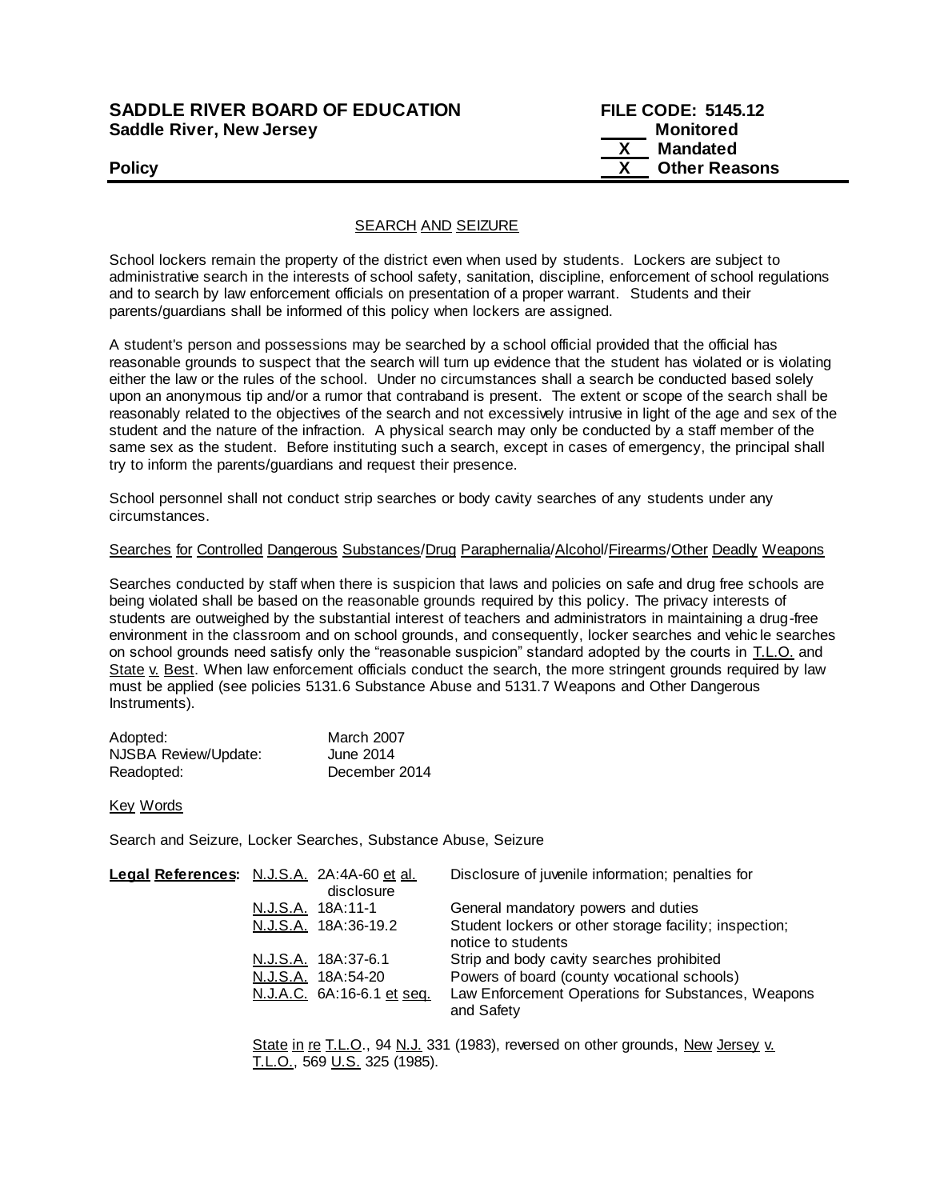**SADDLE RIVER BOARD OF EDUCATION**
**Saddle River, New Jersey**

**FILE CODE: 5145.12**

\_\_\_\_\_ **Monitored**
\_X\_ **Mandated**
\_X\_ **Other Reasons**

**Policy**

SEARCH AND SEIZURE

School lockers remain the property of the district even when used by students. Lockers are subject to administrative search in the interests of school safety, sanitation, discipline, enforcement of school regulations and to search by law enforcement officials on presentation of a proper warrant. Students and their parents/guardians shall be informed of this policy when lockers are assigned.

A student's person and possessions may be searched by a school official provided that the official has reasonable grounds to suspect that the search will turn up evidence that the student has violated or is violating either the law or the rules of the school. Under no circumstances shall a search be conducted based solely upon an anonymous tip and/or a rumor that contraband is present. The extent or scope of the search shall be reasonably related to the objectives of the search and not excessively intrusive in light of the age and sex of the student and the nature of the infraction. A physical search may only be conducted by a staff member of the same sex as the student. Before instituting such a search, except in cases of emergency, the principal shall try to inform the parents/guardians and request their presence.

School personnel shall not conduct strip searches or body cavity searches of any students under any circumstances.

Searches for Controlled Dangerous Substances/Drug Paraphernalia/Alcohol/Firearms/Other Deadly Weapons

Searches conducted by staff when there is suspicion that laws and policies on safe and drug free schools are being violated shall be based on the reasonable grounds required by this policy. The privacy interests of students are outweighed by the substantial interest of teachers and administrators in maintaining a drug-free environment in the classroom and on school grounds, and consequently, locker searches and vehicle searches on school grounds need satisfy only the "reasonable suspicion" standard adopted by the courts in T.L.O. and State v. Best. When law enforcement officials conduct the search, the more stringent grounds required by law must be applied (see policies 5131.6 Substance Abuse and 5131.7 Weapons and Other Dangerous Instruments).

| | |
|---|---|
| Adopted: | March 2007 |
| NJSBA Review/Update: | June 2014 |
| Readopted: | December 2014 |

Key Words

Search and Seizure, Locker Searches, Substance Abuse, Seizure

| **Legal References:** | | |
|---|---|---|
| | N.J.S.A. 2A:4A-60 et al. | Disclosure of juvenile information; penalties for disclosure |
| | N.J.S.A. 18A:11-1 | General mandatory powers and duties |
| | N.J.S.A. 18A:36-19.2 | Student lockers or other storage facility; inspection; notice to students |
| | N.J.S.A. 18A:37-6.1 | Strip and body cavity searches prohibited |
| | N.J.S.A. 18A:54-20 | Powers of board (county vocational schools) |
| | N.J.A.C. 6A:16-6.1 et seq. | Law Enforcement Operations for Substances, Weapons and Safety |

State in re T.L.O., 94 N.J. 331 (1983), reversed on other grounds, New Jersey v. T.L.O., 569 U.S. 325 (1985).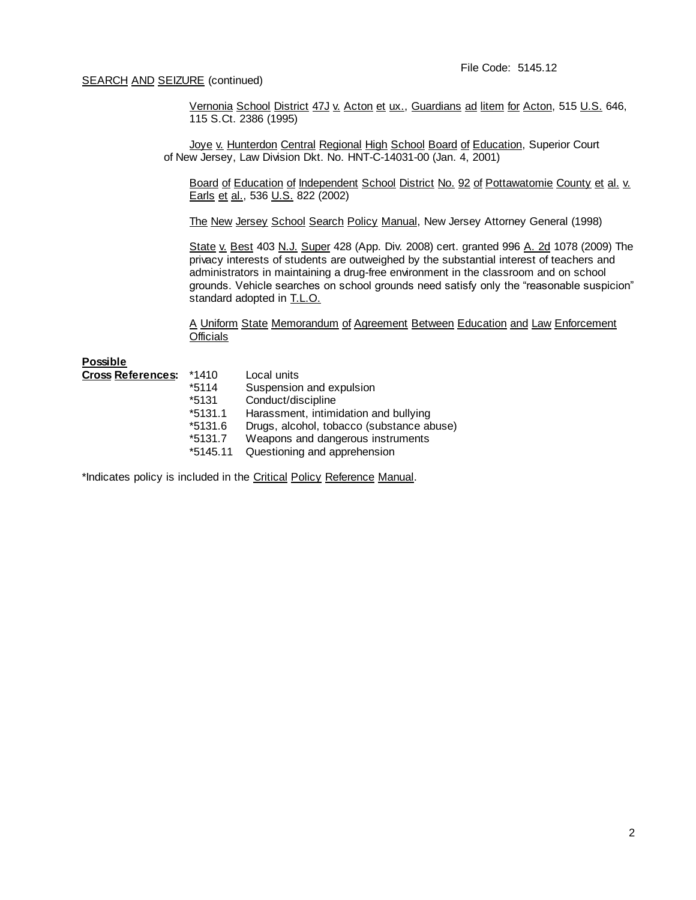File Code: 5145.12

SEARCH AND SEIZURE (continued)

Vernonia School District 47J v. Acton et ux., Guardians ad litem for Acton, 515 U.S. 646, 115 S.Ct. 2386 (1995)

Joye v. Hunterdon Central Regional High School Board of Education, Superior Court of New Jersey, Law Division Dkt. No. HNT-C-14031-00 (Jan. 4, 2001)

Board of Education of Independent School District No. 92 of Pottawatomie County et al. v. Earls et al., 536 U.S. 822 (2002)

The New Jersey School Search Policy Manual, New Jersey Attorney General (1998)

State v. Best 403 N.J. Super 428 (App. Div. 2008) cert. granted 996 A. 2d 1078 (2009) The privacy interests of students are outweighed by the substantial interest of teachers and administrators in maintaining a drug-free environment in the classroom and on school grounds. Vehicle searches on school grounds need satisfy only the "reasonable suspicion" standard adopted in T.L.O.

A Uniform State Memorandum of Agreement Between Education and Law Enforcement Officials

**Possible Cross References:**

| | |
|---|---|
| *1410 | Local units |
| *5114 | Suspension and expulsion |
| *5131 | Conduct/discipline |
| *5131.1 | Harassment, intimidation and bullying |
| *5131.6 | Drugs, alcohol, tobacco (substance abuse) |
| *5131.7 | Weapons and dangerous instruments |
| *5145.11 | Questioning and apprehension |

*Indicates policy is included in the Critical Policy Reference Manual.